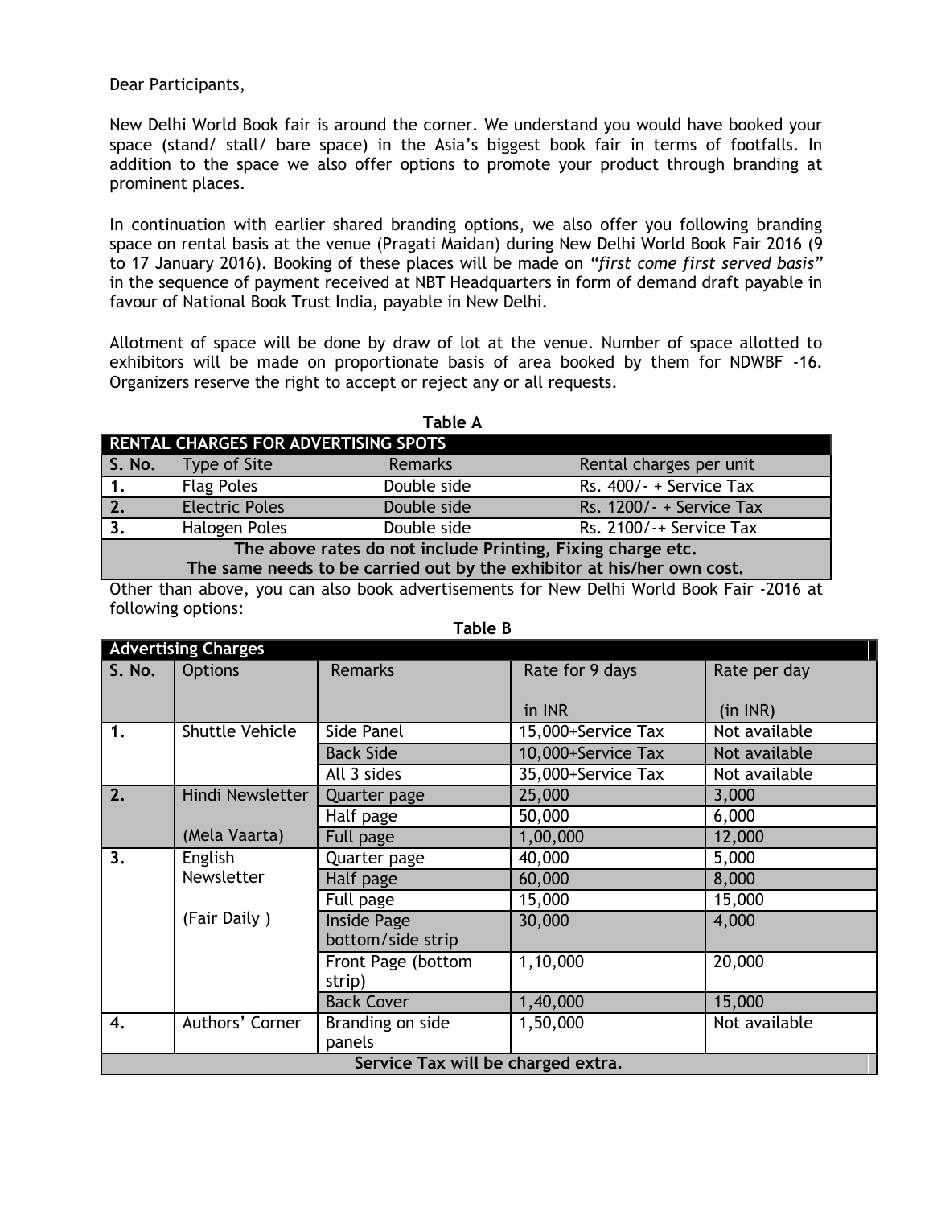Dear Participants,

New Delhi World Book fair is around the corner. We understand you would have booked your space (stand/ stall/ bare space) in the Asia's biggest book fair in terms of footfalls. In addition to the space we also offer options to promote your product through branding at prominent places.

In continuation with earlier shared branding options, we also offer you following branding space on rental basis at the venue (Pragati Maidan) during New Delhi World Book Fair 2016 (9 to 17 January 2016). Booking of these places will be made on *"first come first served basis"* in the sequence of payment received at NBT Headquarters in form of demand draft payable in favour of National Book Trust India, payable in New Delhi.

Allotment of space will be done by draw of lot at the venue. Number of space allotted to exhibitors will be made on proportionate basis of area booked by them for NDWBF -16. Organizers reserve the right to accept or reject any or all requests.

**Table A**

| **RENTAL CHARGES FOR ADVERTISING SPOTS** | | | |
|---|---|---|---|
| **S. No.** | Type of Site | Remarks | Rental charges per unit |
| **1.** | Flag Poles | Double side | Rs. 400/- + Service Tax |
| **2.** | Electric Poles | Double side | Rs. 1200/- + Service Tax |
| **3.** | Halogen Poles | Double side | Rs. 2100/-+ Service Tax |
| **The above rates do not include Printing, Fixing charge etc. The same needs to be carried out by the exhibitor at his/her own cost.** | | | |

Other than above, you can also book advertisements for New Delhi World Book Fair -2016 at following options:

**Table B**

| **Advertising Charges** | | | | |
|---|---|---|---|---|
| **S. No.** | Options | Remarks | Rate for 9 days in INR | Rate per day (in INR) |
| **1.** | Shuttle Vehicle | Side Panel | 15,000+Service Tax | Not available |
| | | Back Side | 10,000+Service Tax | Not available |
| | | All 3 sides | 35,000+Service Tax | Not available |
| **2.** | Hindi Newsletter (Mela Vaarta) | Quarter page | 25,000 | 3,000 |
| | | Half page | 50,000 | 6,000 |
| | | Full page | 1,00,000 | 12,000 |
| **3.** | English Newsletter (Fair Daily ) | Quarter page | 40,000 | 5,000 |
| | | Half page | 60,000 | 8,000 |
| | | Full page | 15,000 | 15,000 |
| | | Inside Page bottom/side strip | 30,000 | 4,000 |
| | | Front Page (bottom strip) | 1,10,000 | 20,000 |
| | | Back Cover | 1,40,000 | 15,000 |
| **4.** | Authors' Corner | Branding on side panels | 1,50,000 | Not available |
| **Service Tax will be charged extra.** | | | | |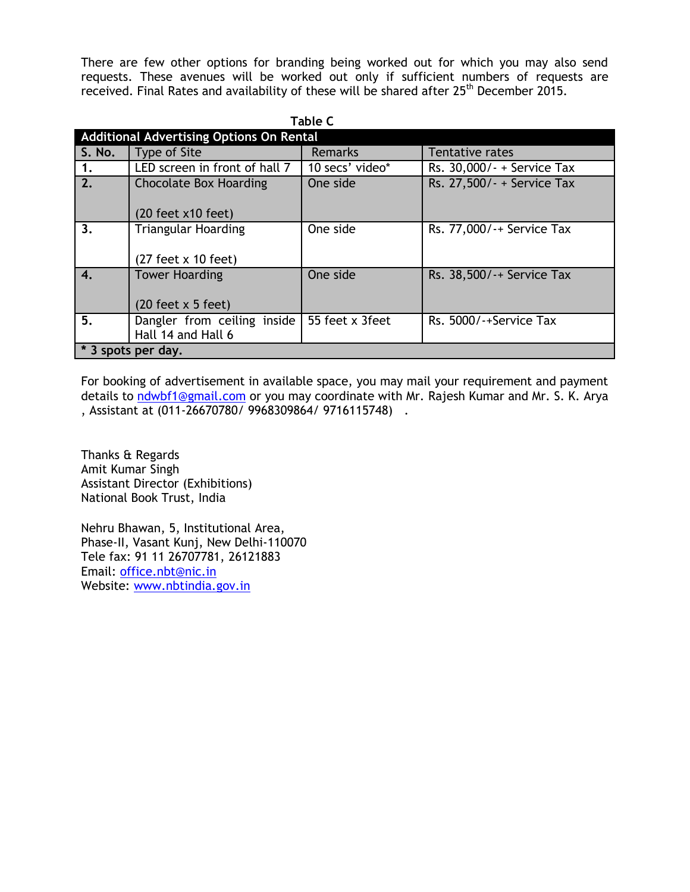There are few other options for branding being worked out for which you may also send requests. These avenues will be worked out only if sufficient numbers of requests are received. Final Rates and availability of these will be shared after 25th December 2015.

**Table C**

| Additional Advertising Options On Rental | | | |
|---|---|---|---|
| S. No. | Type of Site | Remarks | Tentative rates |
| 1. | LED screen in front of hall 7 | 10 secs' video* | Rs. 30,000/- + Service Tax |
| 2. | Chocolate Box Hoarding (20 feet x10 feet) | One side | Rs. 27,500/- + Service Tax |
| 3. | Triangular Hoarding (27 feet x 10 feet) | One side | Rs. 77,000/-+ Service Tax |
| 4. | Tower Hoarding (20 feet x 5 feet) | One side | Rs. 38,500/-+ Service Tax |
| 5. | Dangler from ceiling inside Hall 14 and Hall 6 | 55 feet x 3feet | Rs. 5000/-+Service Tax |
| **\* 3 spots per day.** | | | |

For booking of advertisement in available space, you may mail your requirement and payment details to ndwbf1@gmail.com or you may coordinate with Mr. Rajesh Kumar and Mr. S. K. Arya , Assistant at (011-26670780/ 9968309864/ 9716115748) .

Thanks & Regards
Amit Kumar Singh
Assistant Director (Exhibitions)
National Book Trust, India

Nehru Bhawan, 5, Institutional Area,
Phase-II, Vasant Kunj, New Delhi-110070
Tele fax: 91 11 26707781, 26121883
Email: office.nbt@nic.in
Website: www.nbtindia.gov.in